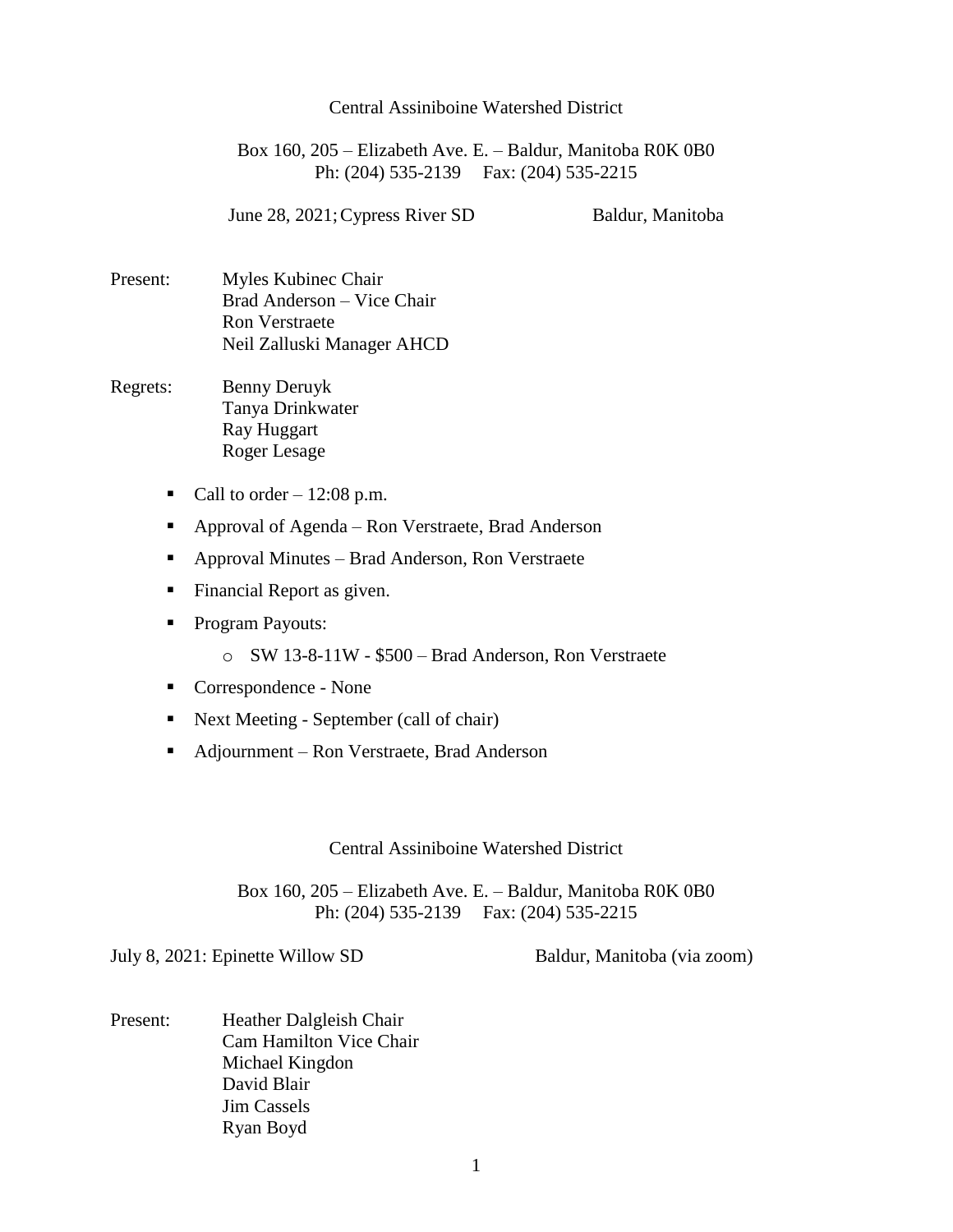Central Assiniboine Watershed District

Box 160, 205 – Elizabeth Ave. E. – Baldur, Manitoba R0K 0B0
Ph: (204) 535-2139 Fax: (204) 535-2215

June 28, 2021; Cypress River SD Baldur, Manitoba

Present: Myles Kubinec Chair
Brad Anderson – Vice Chair
Ron Verstraete
Neil Zalluski Manager AHCD

Regrets: Benny Deruyk
Tanya Drinkwater
Ray Huggart
Roger Lesage

- Call to order – 12:08 p.m.
- Approval of Agenda – Ron Verstraete, Brad Anderson
- Approval Minutes – Brad Anderson, Ron Verstraete
- Financial Report as given.
- Program Payouts:
  - SW 13-8-11W - $500 – Brad Anderson, Ron Verstraete
- Correspondence - None
- Next Meeting - September (call of chair)
- Adjournment – Ron Verstraete, Brad Anderson

Central Assiniboine Watershed District

Box 160, 205 – Elizabeth Ave. E. – Baldur, Manitoba R0K 0B0
Ph: (204) 535-2139 Fax: (204) 535-2215

July 8, 2021: Epinette Willow SD Baldur, Manitoba (via zoom)

Present: Heather Dalgleish Chair
Cam Hamilton Vice Chair
Michael Kingdon
David Blair
Jim Cassels
Ryan Boyd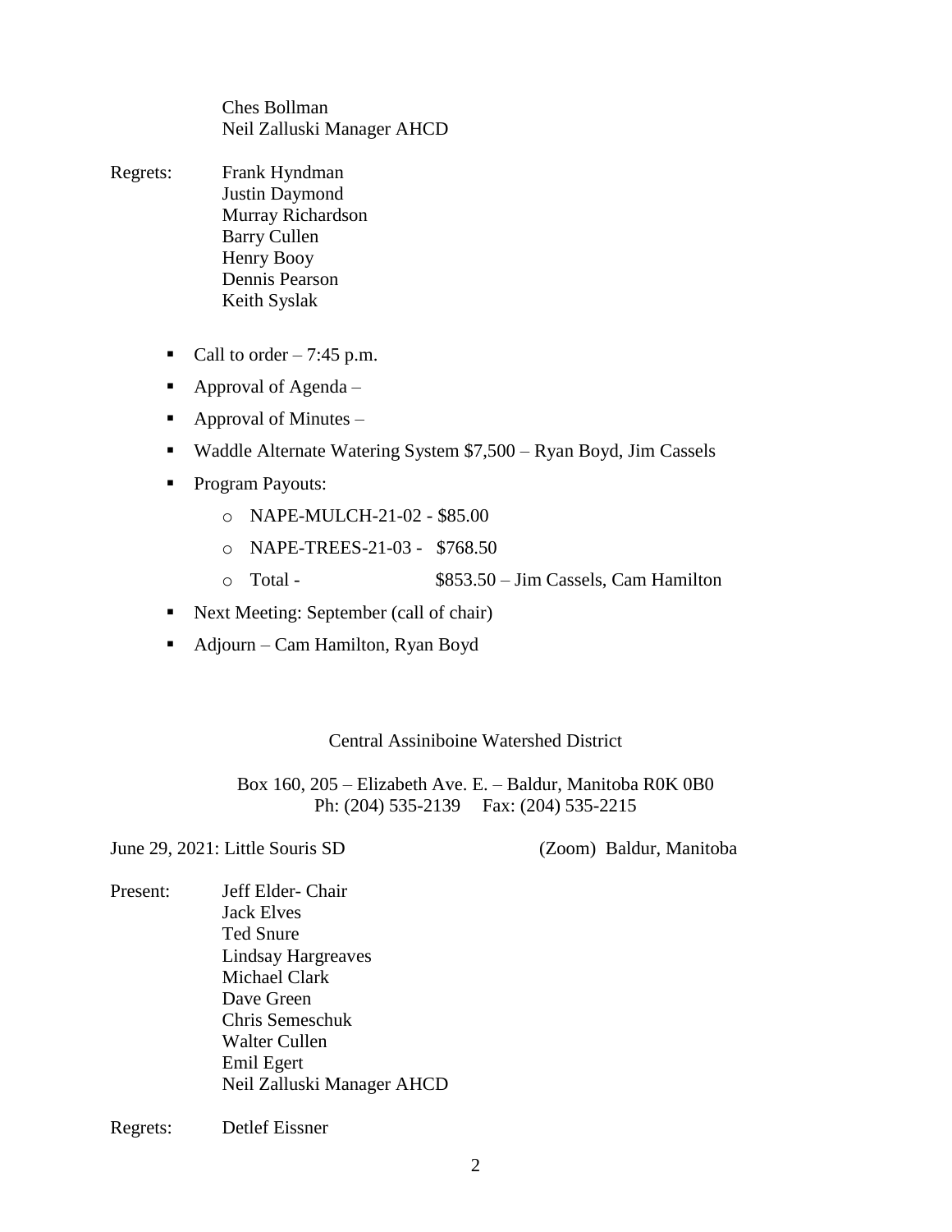Ches Bollman
Neil Zalluski Manager AHCD

Regrets:
Frank Hyndman
Justin Daymond
Murray Richardson
Barry Cullen
Henry Booy
Dennis Pearson
Keith Syslak

- Call to order – 7:45 p.m.
- Approval of Agenda –
- Approval of Minutes –
- Waddle Alternate Watering System $7,500 – Ryan Boyd, Jim Cassels
- Program Payouts:
  - NAPE-MULCH-21-02 - $85.00
  - NAPE-TREES-21-03 - $768.50
  - Total - $853.50 – Jim Cassels, Cam Hamilton
- Next Meeting: September (call of chair)
- Adjourn – Cam Hamilton, Ryan Boyd

Central Assiniboine Watershed District

Box 160, 205 – Elizabeth Ave. E. – Baldur, Manitoba R0K 0B0
Ph: (204) 535-2139 Fax: (204) 535-2215

June 29, 2021: Little Souris SD (Zoom) Baldur, Manitoba

Present:
Jeff Elder- Chair
Jack Elves
Ted Snure
Lindsay Hargreaves
Michael Clark
Dave Green
Chris Semeschuk
Walter Cullen
Emil Egert
Neil Zalluski Manager AHCD

Regrets:
Detlef Eissner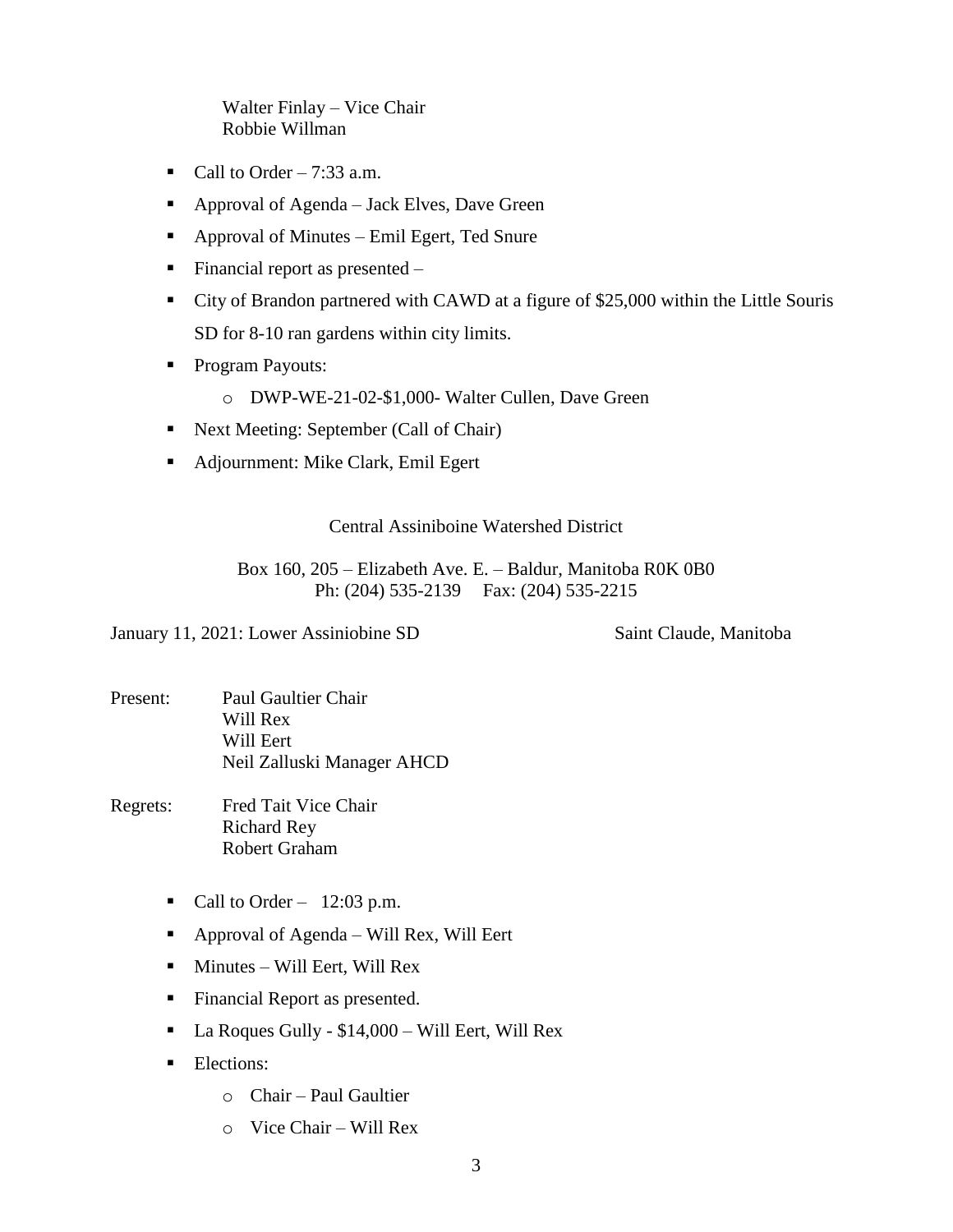Walter Finlay – Vice Chair
Robbie Willman

- Call to Order – 7:33 a.m.
- Approval of Agenda – Jack Elves, Dave Green
- Approval of Minutes – Emil Egert, Ted Snure
- Financial report as presented –
- City of Brandon partnered with CAWD at a figure of $25,000 within the Little Souris SD for 8-10 ran gardens within city limits.
- Program Payouts:
  - DWP-WE-21-02-$1,000- Walter Cullen, Dave Green
- Next Meeting: September (Call of Chair)
- Adjournment: Mike Clark, Emil Egert

Central Assiniboine Watershed District

Box 160, 205 – Elizabeth Ave. E. – Baldur, Manitoba R0K 0B0
Ph: (204) 535-2139 Fax: (204) 535-2215

January 11, 2021: Lower Assiniobine SD Saint Claude, Manitoba

Present: Paul Gaultier Chair
Will Rex
Will Eert
Neil Zalluski Manager AHCD

Regrets: Fred Tait Vice Chair
Richard Rey
Robert Graham

- Call to Order – 12:03 p.m.
- Approval of Agenda – Will Rex, Will Eert
- Minutes – Will Eert, Will Rex
- Financial Report as presented.
- La Roques Gully - $14,000 – Will Eert, Will Rex
- Elections:
  - Chair – Paul Gaultier
  - Vice Chair – Will Rex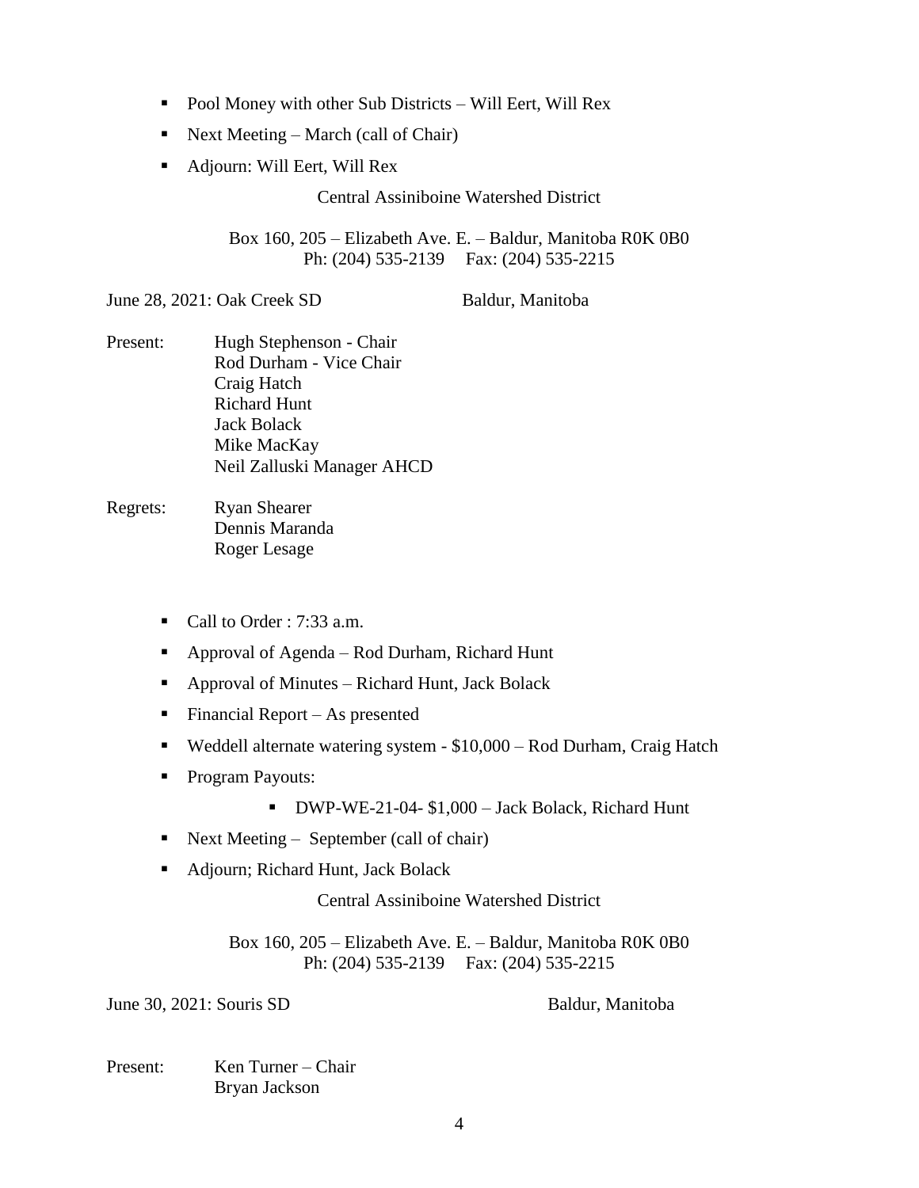- Pool Money with other Sub Districts – Will Eert, Will Rex
- Next Meeting – March (call of Chair)
- Adjourn: Will Eert, Will Rex

Central Assiniboine Watershed District

Box 160, 205 – Elizabeth Ave. E. – Baldur, Manitoba R0K 0B0
Ph: (204) 535-2139 Fax: (204) 535-2215

June 28, 2021: Oak Creek SD Baldur, Manitoba

Present: Hugh Stephenson - Chair
Rod Durham - Vice Chair
Craig Hatch
Richard Hunt
Jack Bolack
Mike MacKay
Neil Zalluski Manager AHCD

Regrets: Ryan Shearer
Dennis Maranda
Roger Lesage

- Call to Order : 7:33 a.m.
- Approval of Agenda – Rod Durham, Richard Hunt
- Approval of Minutes – Richard Hunt, Jack Bolack
- Financial Report – As presented
- Weddell alternate watering system - $10,000 – Rod Durham, Craig Hatch
- Program Payouts:
  - DWP-WE-21-04- $1,000 – Jack Bolack, Richard Hunt
- Next Meeting – September (call of chair)
- Adjourn; Richard Hunt, Jack Bolack

Central Assiniboine Watershed District

Box 160, 205 – Elizabeth Ave. E. – Baldur, Manitoba R0K 0B0
Ph: (204) 535-2139 Fax: (204) 535-2215

June 30, 2021: Souris SD Baldur, Manitoba

Present: Ken Turner – Chair
Bryan Jackson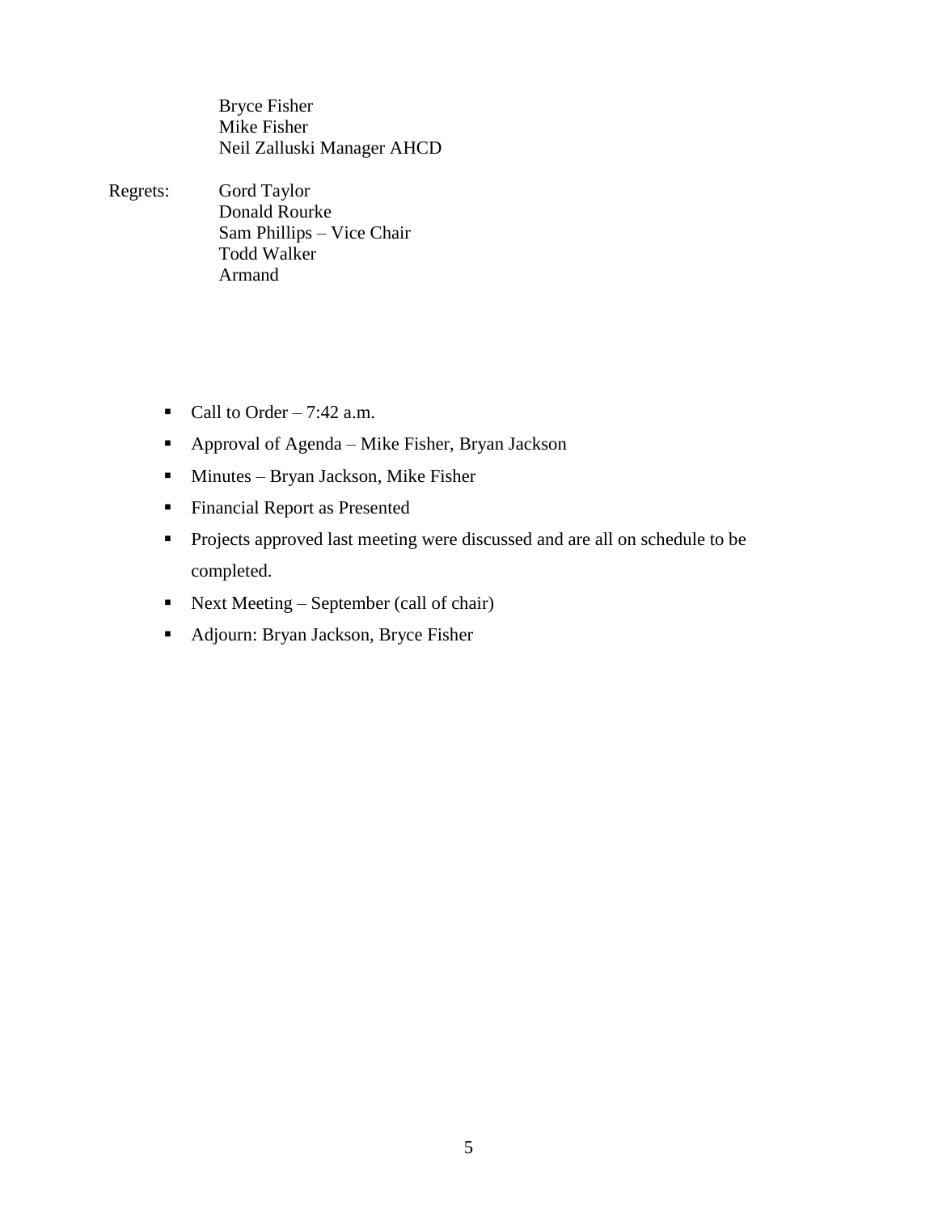Bryce Fisher
Mike Fisher
Neil Zalluski Manager AHCD

Regrets: Gord Taylor
Donald Rourke
Sam Phillips – Vice Chair
Todd Walker
Armand

- Call to Order – 7:42 a.m.
- Approval of Agenda – Mike Fisher, Bryan Jackson
- Minutes – Bryan Jackson, Mike Fisher
- Financial Report as Presented
- Projects approved last meeting were discussed and are all on schedule to be completed.
- Next Meeting – September (call of chair)
- Adjourn: Bryan Jackson, Bryce Fisher